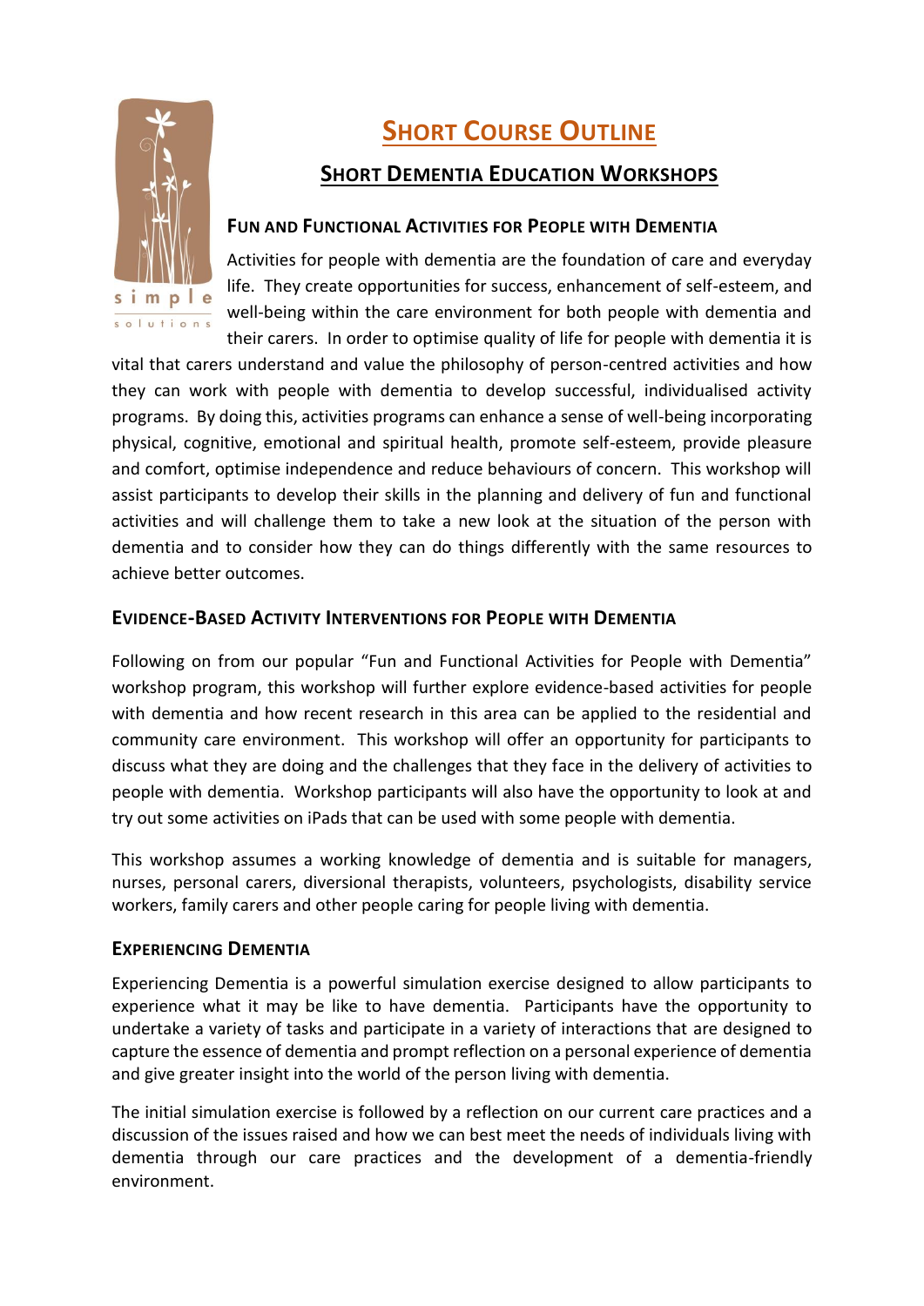# SHORT COURSE OUTLINE

## SHORT DEMENTIA EDUCATION WORKSHOPS

### FUN AND FUNCTIONAL ACTIVITIES FOR PEOPLE WITH DEMENTIA

Activities for people with dementia are the foundation of care and everyday life. They create opportunities for success, enhancement of self-esteem, and well-being within the care environment for both people with dementia and their carers. In order to optimise quality of life for people with dementia it is vital that carers understand and value the philosophy of person-centred activities and how they can work with people with dementia to develop successful, individualised activity programs. By doing this, activities programs can enhance a sense of well-being incorporating physical, cognitive, emotional and spiritual health, promote self-esteem, provide pleasure and comfort, optimise independence and reduce behaviours of concern. This workshop will assist participants to develop their skills in the planning and delivery of fun and functional activities and will challenge them to take a new look at the situation of the person with dementia and to consider how they can do things differently with the same resources to achieve better outcomes.

### EVIDENCE-BASED ACTIVITY INTERVENTIONS FOR PEOPLE WITH DEMENTIA

Following on from our popular "Fun and Functional Activities for People with Dementia" workshop program, this workshop will further explore evidence-based activities for people with dementia and how recent research in this area can be applied to the residential and community care environment. This workshop will offer an opportunity for participants to discuss what they are doing and the challenges that they face in the delivery of activities to people with dementia. Workshop participants will also have the opportunity to look at and try out some activities on iPads that can be used with some people with dementia.

This workshop assumes a working knowledge of dementia and is suitable for managers, nurses, personal carers, diversional therapists, volunteers, psychologists, disability service workers, family carers and other people caring for people living with dementia.

### EXPERIENCING DEMENTIA

Experiencing Dementia is a powerful simulation exercise designed to allow participants to experience what it may be like to have dementia. Participants have the opportunity to undertake a variety of tasks and participate in a variety of interactions that are designed to capture the essence of dementia and prompt reflection on a personal experience of dementia and give greater insight into the world of the person living with dementia.

The initial simulation exercise is followed by a reflection on our current care practices and a discussion of the issues raised and how we can best meet the needs of individuals living with dementia through our care practices and the development of a dementia-friendly environment.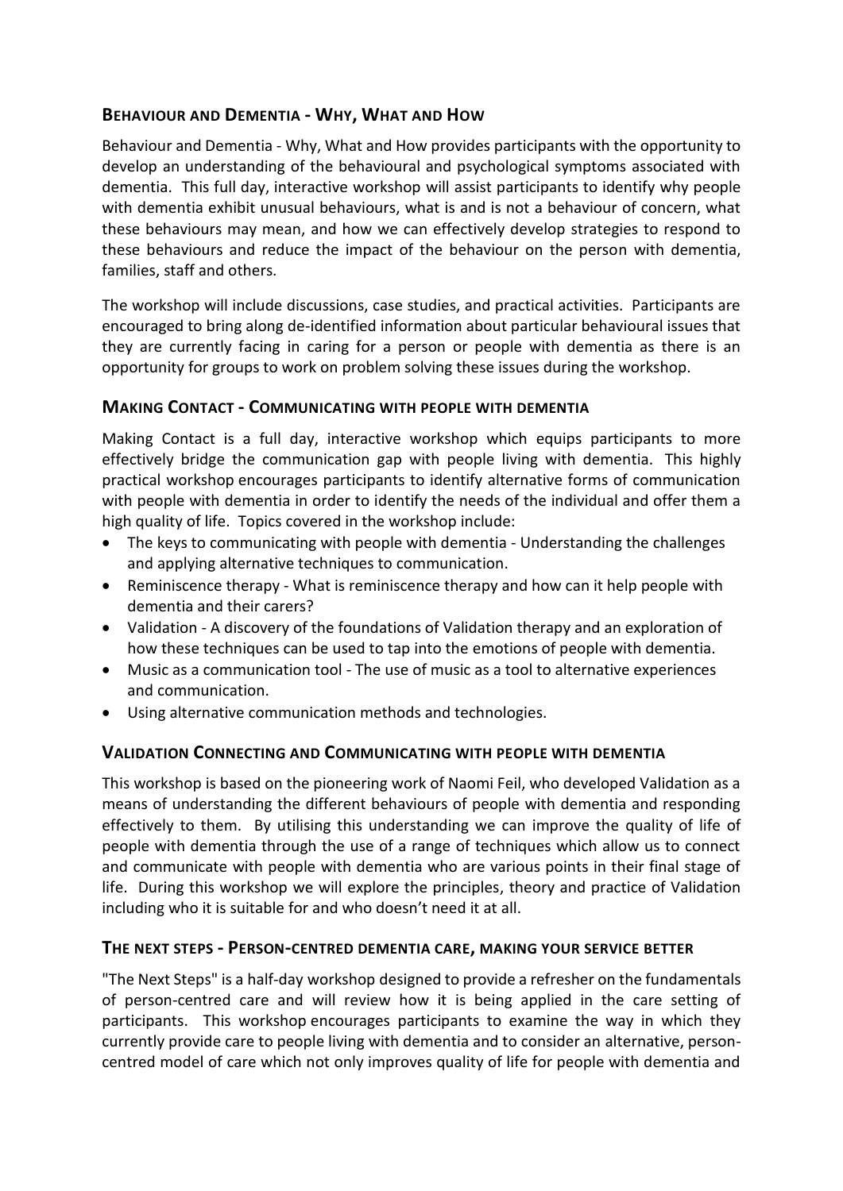## Behaviour and Dementia - Why, What and How

Behaviour and Dementia - Why, What and How provides participants with the opportunity to develop an understanding of the behavioural and psychological symptoms associated with dementia. This full day, interactive workshop will assist participants to identify why people with dementia exhibit unusual behaviours, what is and is not a behaviour of concern, what these behaviours may mean, and how we can effectively develop strategies to respond to these behaviours and reduce the impact of the behaviour on the person with dementia, families, staff and others.

The workshop will include discussions, case studies, and practical activities. Participants are encouraged to bring along de-identified information about particular behavioural issues that they are currently facing in caring for a person or people with dementia as there is an opportunity for groups to work on problem solving these issues during the workshop.

## Making Contact - Communicating with people with dementia

Making Contact is a full day, interactive workshop which equips participants to more effectively bridge the communication gap with people living with dementia. This highly practical workshop encourages participants to identify alternative forms of communication with people with dementia in order to identify the needs of the individual and offer them a high quality of life. Topics covered in the workshop include:

- The keys to communicating with people with dementia - Understanding the challenges and applying alternative techniques to communication.
- Reminiscence therapy - What is reminiscence therapy and how can it help people with dementia and their carers?
- Validation - A discovery of the foundations of Validation therapy and an exploration of how these techniques can be used to tap into the emotions of people with dementia.
- Music as a communication tool - The use of music as a tool to alternative experiences and communication.
- Using alternative communication methods and technologies.

## Validation Connecting and Communicating with people with dementia

This workshop is based on the pioneering work of Naomi Feil, who developed Validation as a means of understanding the different behaviours of people with dementia and responding effectively to them. By utilising this understanding we can improve the quality of life of people with dementia through the use of a range of techniques which allow us to connect and communicate with people with dementia who are various points in their final stage of life. During this workshop we will explore the principles, theory and practice of Validation including who it is suitable for and who doesn't need it at all.

## The next steps - Person-centred dementia care, making your service better

"The Next Steps" is a half-day workshop designed to provide a refresher on the fundamentals of person-centred care and will review how it is being applied in the care setting of participants. This workshop encourages participants to examine the way in which they currently provide care to people living with dementia and to consider an alternative, person-centred model of care which not only improves quality of life for people with dementia and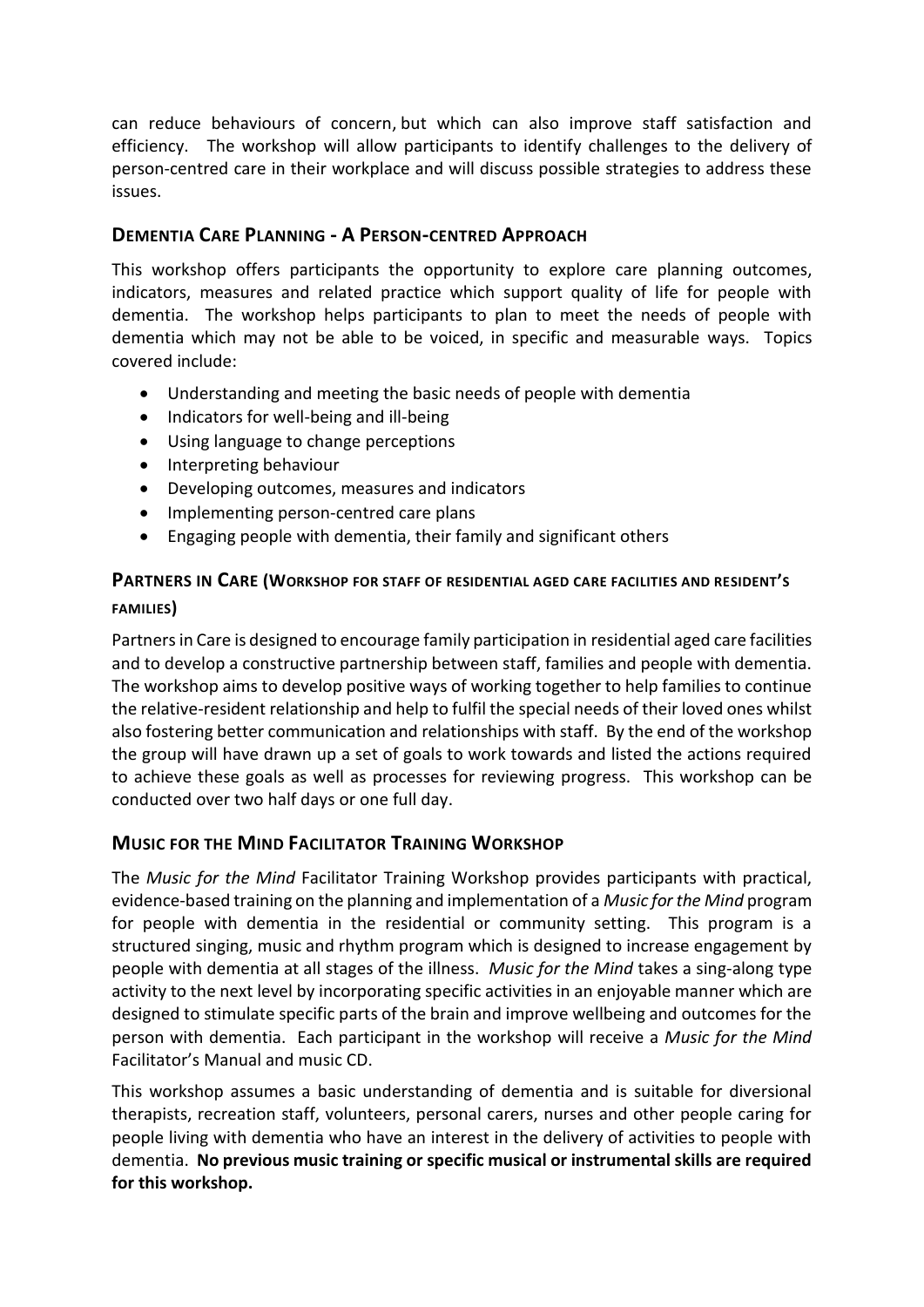can reduce behaviours of concern, but which can also improve staff satisfaction and efficiency. The workshop will allow participants to identify challenges to the delivery of person-centred care in their workplace and will discuss possible strategies to address these issues.

## Dementia Care Planning - A Person-centred Approach

This workshop offers participants the opportunity to explore care planning outcomes, indicators, measures and related practice which support quality of life for people with dementia. The workshop helps participants to plan to meet the needs of people with dementia which may not be able to be voiced, in specific and measurable ways. Topics covered include:

- Understanding and meeting the basic needs of people with dementia
- Indicators for well-being and ill-being
- Using language to change perceptions
- Interpreting behaviour
- Developing outcomes, measures and indicators
- Implementing person-centred care plans
- Engaging people with dementia, their family and significant others

## Partners in Care (Workshop for staff of residential aged care facilities and resident's families)

Partners in Care is designed to encourage family participation in residential aged care facilities and to develop a constructive partnership between staff, families and people with dementia. The workshop aims to develop positive ways of working together to help families to continue the relative-resident relationship and help to fulfil the special needs of their loved ones whilst also fostering better communication and relationships with staff. By the end of the workshop the group will have drawn up a set of goals to work towards and listed the actions required to achieve these goals as well as processes for reviewing progress. This workshop can be conducted over two half days or one full day.

## Music for the Mind Facilitator Training Workshop

The *Music for the Mind* Facilitator Training Workshop provides participants with practical, evidence-based training on the planning and implementation of a *Music for the Mind* program for people with dementia in the residential or community setting. This program is a structured singing, music and rhythm program which is designed to increase engagement by people with dementia at all stages of the illness. *Music for the Mind* takes a sing-along type activity to the next level by incorporating specific activities in an enjoyable manner which are designed to stimulate specific parts of the brain and improve wellbeing and outcomes for the person with dementia. Each participant in the workshop will receive a *Music for the Mind* Facilitator's Manual and music CD.

This workshop assumes a basic understanding of dementia and is suitable for diversional therapists, recreation staff, volunteers, personal carers, nurses and other people caring for people living with dementia who have an interest in the delivery of activities to people with dementia. **No previous music training or specific musical or instrumental skills are required for this workshop.**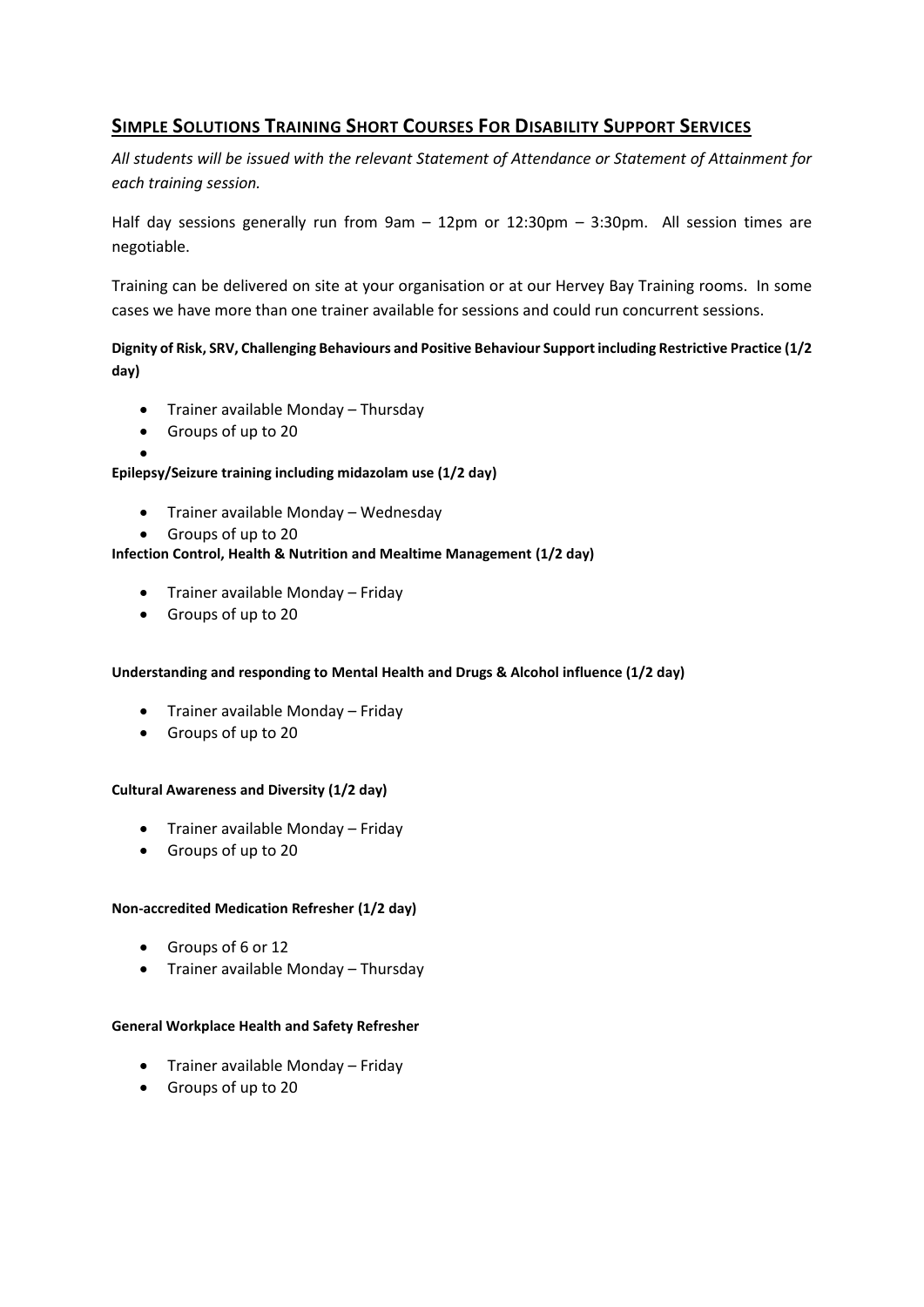## SIMPLE SOLUTIONS TRAINING SHORT COURSES FOR DISABILITY SUPPORT SERVICES

*All students will be issued with the relevant Statement of Attendance or Statement of Attainment for each training session.*

Half day sessions generally run from 9am – 12pm or 12:30pm – 3:30pm. All session times are negotiable.

Training can be delivered on site at your organisation or at our Hervey Bay Training rooms. In some cases we have more than one trainer available for sessions and could run concurrent sessions.

**Dignity of Risk, SRV, Challenging Behaviours and Positive Behaviour Support including Restrictive Practice (1/2 day)**

- Trainer available Monday – Thursday
- Groups of up to 20

**Epilepsy/Seizure training including midazolam use (1/2 day)**

- Trainer available Monday – Wednesday
- Groups of up to 20

**Infection Control, Health & Nutrition and Mealtime Management (1/2 day)**

- Trainer available Monday – Friday
- Groups of up to 20

**Understanding and responding to Mental Health and Drugs & Alcohol influence (1/2 day)**

- Trainer available Monday – Friday
- Groups of up to 20

**Cultural Awareness and Diversity (1/2 day)**

- Trainer available Monday – Friday
- Groups of up to 20

**Non-accredited Medication Refresher (1/2 day)**

- Groups of 6 or 12
- Trainer available Monday – Thursday

**General Workplace Health and Safety Refresher**

- Trainer available Monday – Friday
- Groups of up to 20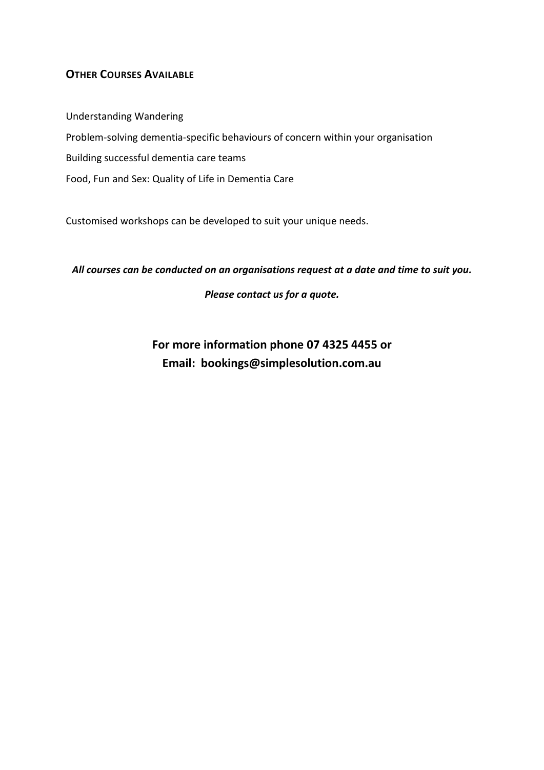## Other Courses Available

Understanding Wandering

Problem-solving dementia-specific behaviours of concern within your organisation

Building successful dementia care teams

Food, Fun and Sex: Quality of Life in Dementia Care

Customised workshops can be developed to suit your unique needs.

***All courses can be conducted on an organisations request at a date and time to suit you.***

***Please contact us for a quote.***

**For more information phone 07 4325 4455 or**
**Email: bookings@simplesolution.com.au**